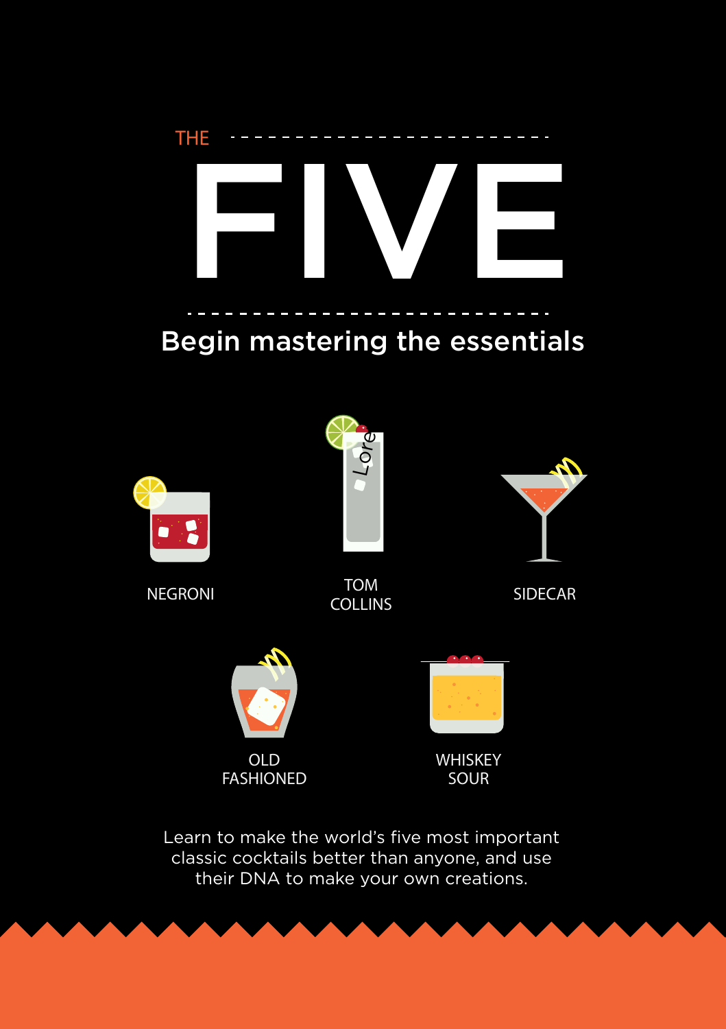THE

# FIVE

## Begin mastering the essentials

NEGRONI

TOM COLLINS

SIDECAR

OLD FASHIONED

WHISKEY SOUR

Learn to make the world's five most important classic cocktails better than anyone, and use their DNA to make your own creations.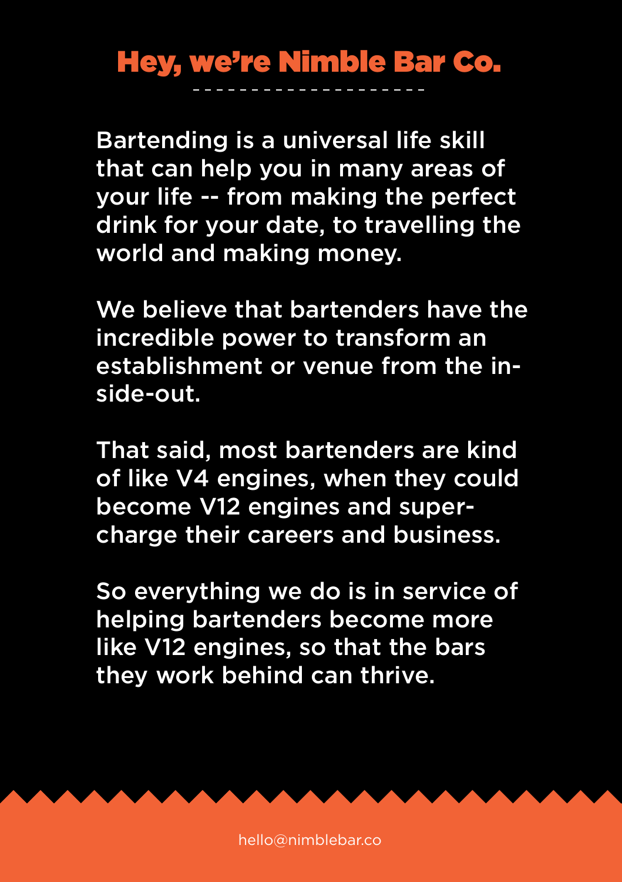# Hey, we're Nimble Bar Co.

Bartending is a universal life skill that can help you in many areas of your life -- from making the perfect drink for your date, to travelling the world and making money.

We believe that bartenders have the incredible power to transform an establishment or venue from the inside-out.

That said, most bartenders are kind of like V4 engines, when they could become V12 engines and supercharge their careers and business.

So everything we do is in service of helping bartenders become more like V12 engines, so that the bars they work behind can thrive.

hello@nimblebar.co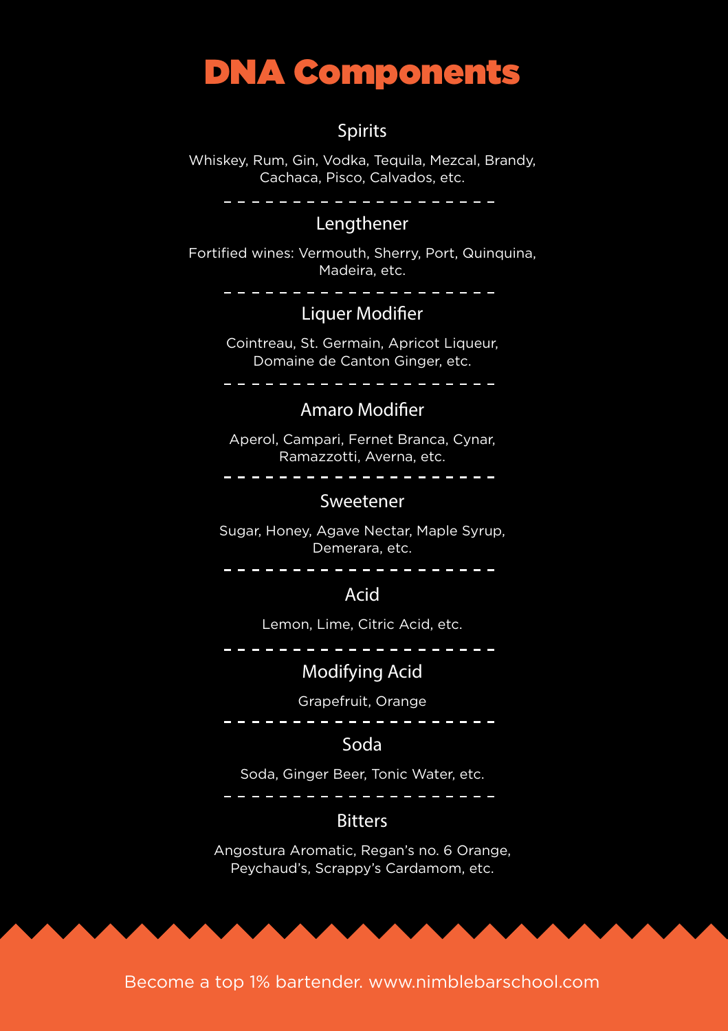# DNA Components

## Spirits

Whiskey, Rum, Gin, Vodka, Tequila, Mezcal, Brandy, Cachaca, Pisco, Calvados, etc.

---

## Lengthener

Fortified wines: Vermouth, Sherry, Port, Quinquina, Madeira, etc.

---

## Liquer Modifier

Cointreau, St. Germain, Apricot Liqueur, Domaine de Canton Ginger, etc.

---

## Amaro Modifier

Aperol, Campari, Fernet Branca, Cynar, Ramazzotti, Averna, etc.

---

## Sweetener

Sugar, Honey, Agave Nectar, Maple Syrup, Demerara, etc.

---

## Acid

Lemon, Lime, Citric Acid, etc.

---

## Modifying Acid

Grapefruit, Orange

---

## Soda

Soda, Ginger Beer, Tonic Water, etc.

---

## Bitters

Angostura Aromatic, Regan's no. 6 Orange, Peychaud's, Scrappy's Cardamom, etc.

Become a top 1% bartender. www.nimblebarschool.com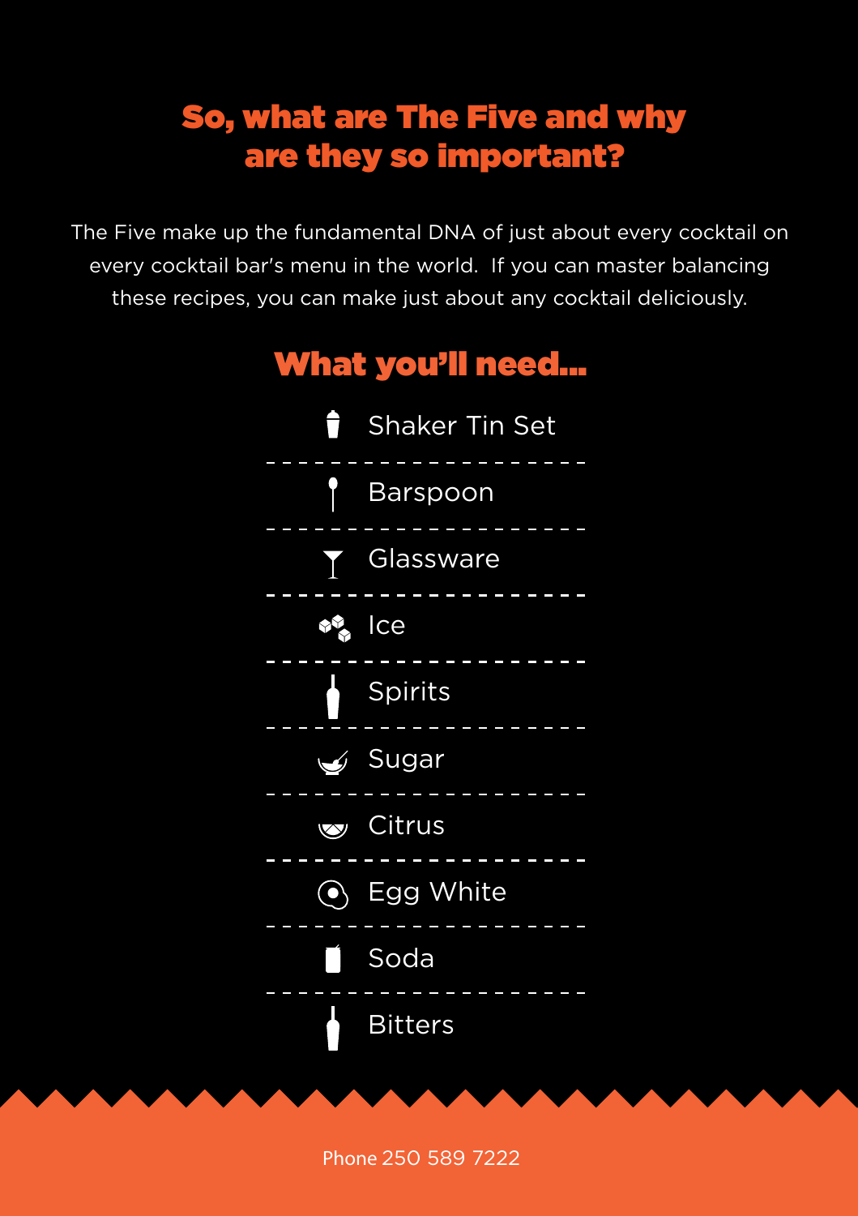## So, what are The Five and why are they so important?

The Five make up the fundamental DNA of just about every cocktail on every cocktail bar's menu in the world. If you can master balancing these recipes, you can make just about any cocktail deliciously.

## What you'll need...

- Shaker Tin Set
- Barspoon
- Glassware
- Ice
- Spirits
- Sugar
- Citrus
- Egg White
- Soda
- Bitters

Phone 250 589 7222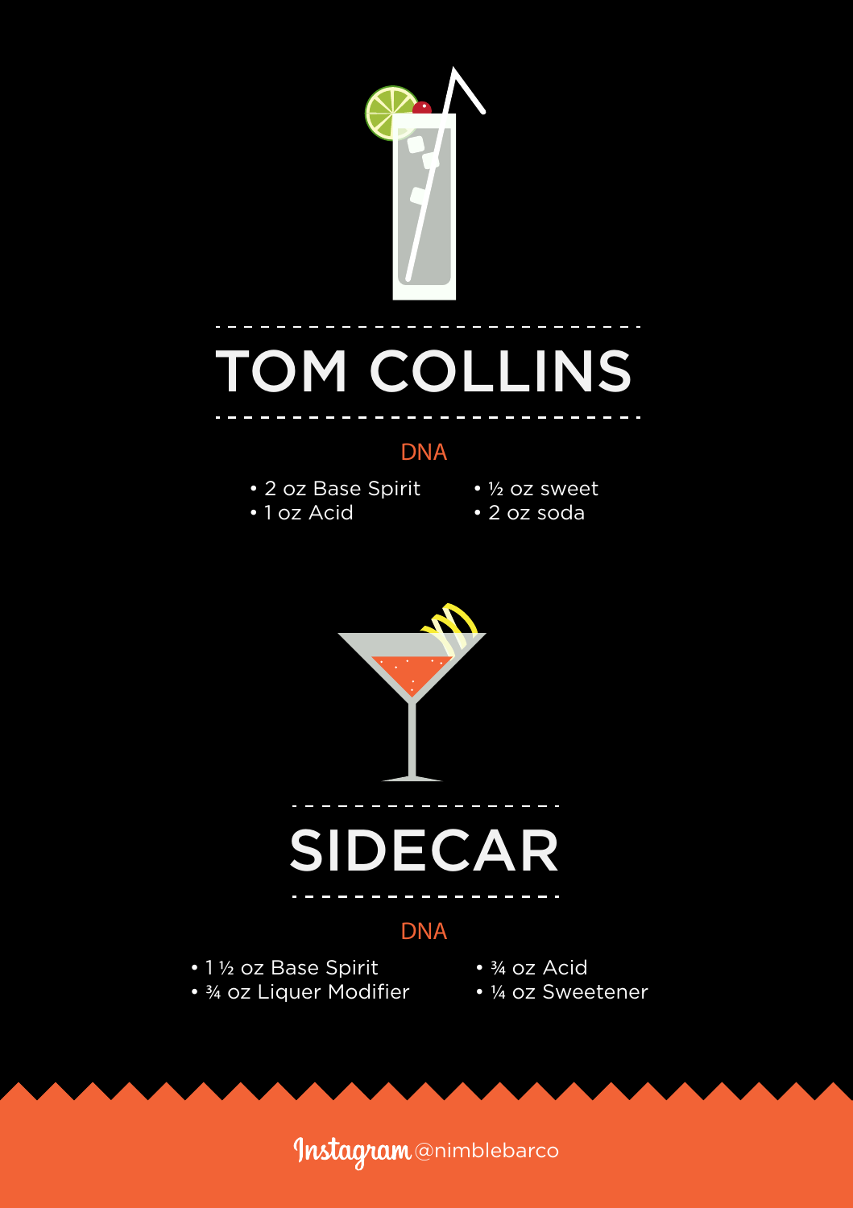# TOM COLLINS

## DNA

- 2 oz Base Spirit
- 1 oz Acid
- ½ oz sweet
- 2 oz soda

# SIDECAR

## DNA

- 1 ½ oz Base Spirit
- ¾ oz Liquer Modifier
- ¾ oz Acid
- ¼ oz Sweetener

Instagram @nimblebarco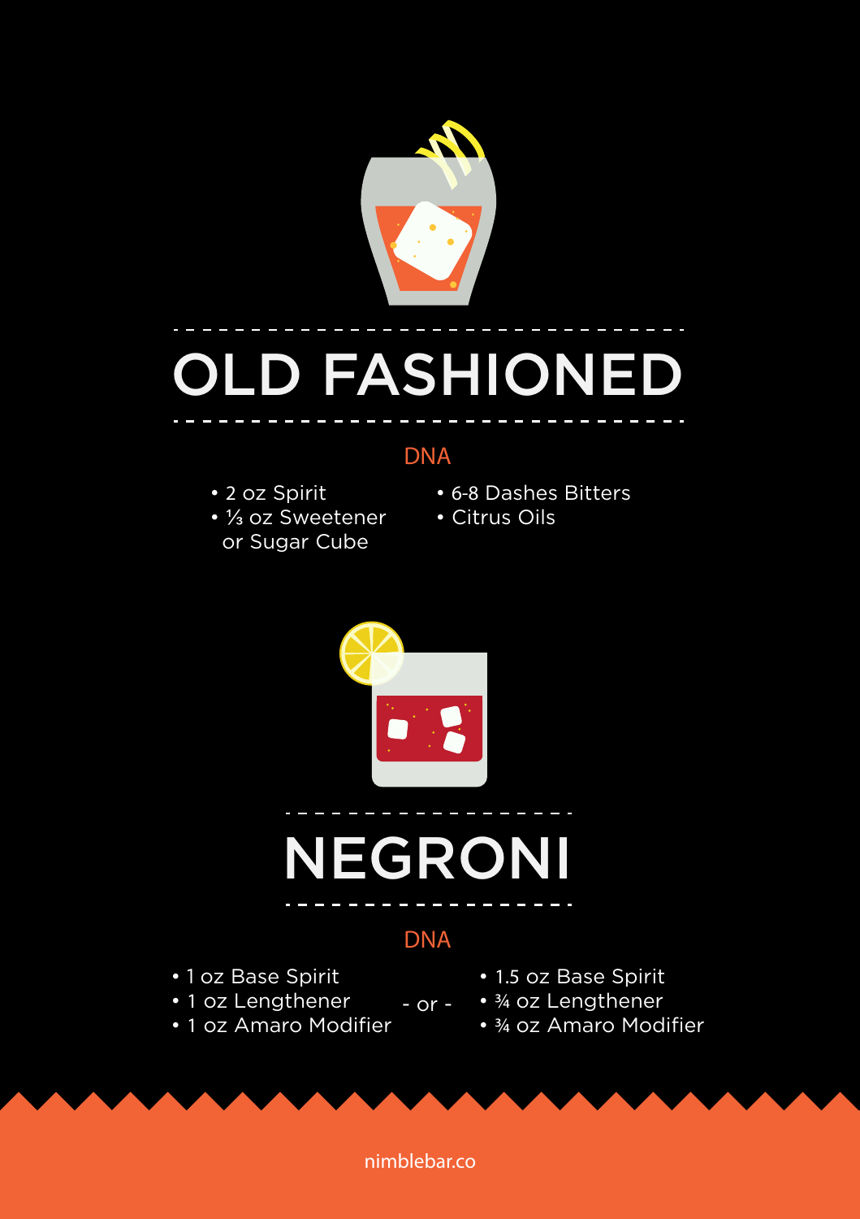# OLD FASHIONED

## DNA

- 2 oz Spirit
- ⅓ oz Sweetener or Sugar Cube
- 6-8 Dashes Bitters
- Citrus Oils

# NEGRONI

## DNA

- 1 oz Base Spirit
- 1 oz Lengthener
- 1 oz Amaro Modifier

\- or -

- 1.5 oz Base Spirit
- ¾ oz Lengthener
- ¾ oz Amaro Modifier

nimblebar.co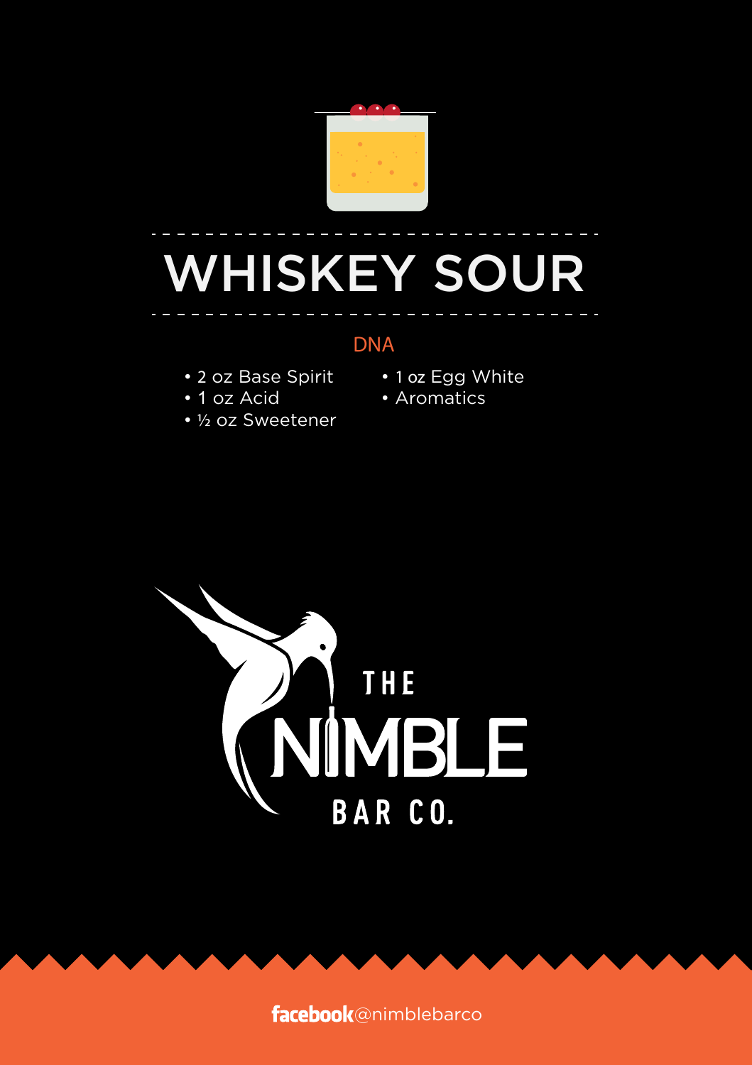# WHISKEY SOUR

## DNA

- 2 oz Base Spirit
- 1 oz Acid
- ½ oz Sweetener
- 1 oz Egg White
- Aromatics

THE NIMBLE BAR CO.

facebook@nimblebarco